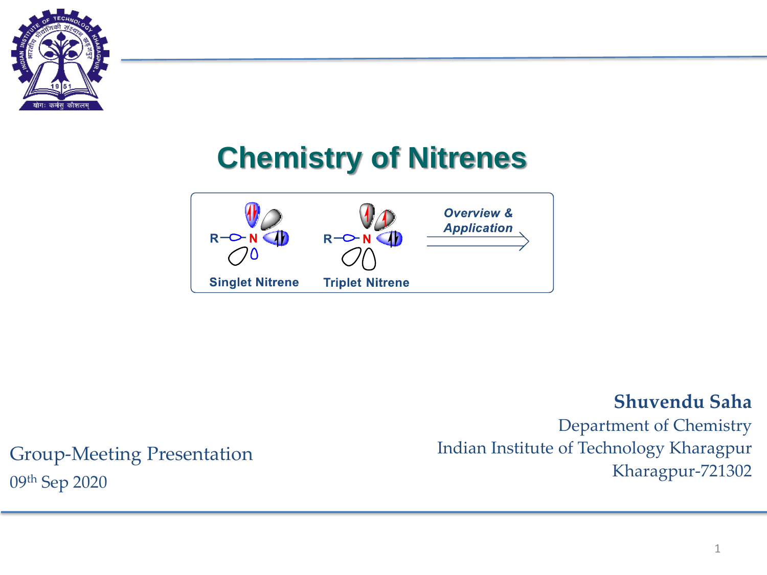# Chemistry of Nitrenes

Singlet Nitrene

Triplet Nitrene

*Overview & Application*

**Shuvendu Saha**

Department of Chemistry

Indian Institute of Technology Kharagpur

Kharagpur-721302

Group-Meeting Presentation

09th Sep 2020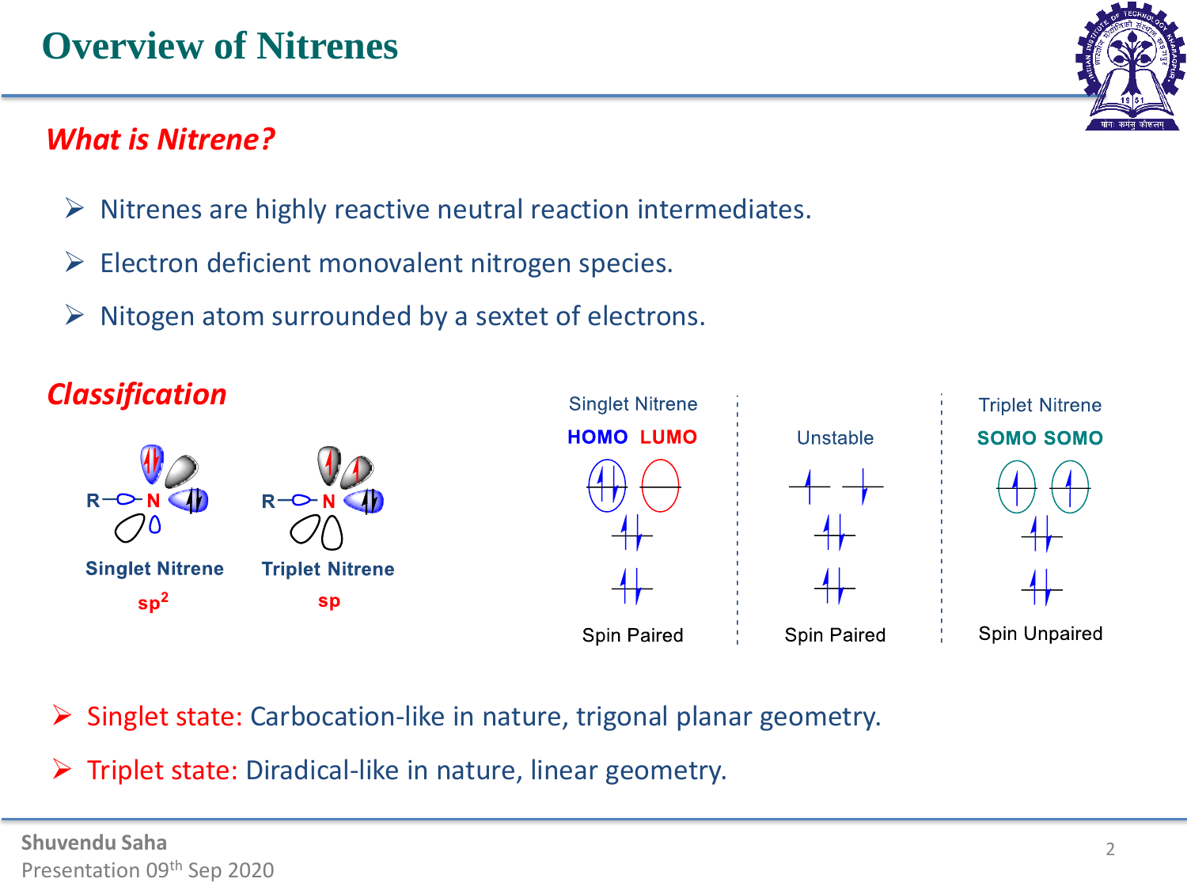# Overview of Nitrenes

## *What is Nitrene?*

- Nitrenes are highly reactive neutral reaction intermediates.
- Electron deficient monovalent nitrogen species.
- Nitogen atom surrounded by a sextet of electrons.

## *Classification*

R–N: Singlet Nitrene, $sp^2$

R–N: Triplet Nitrene, $sp$

| Singlet Nitrene | Unstable | Triplet Nitrene |
|---|---|---|
| HOMO LUMO | | SOMO SOMO |
| Spin Paired | Spin Paired | Spin Unpaired |

- Singlet state: Carbocation-like in nature, trigonal planar geometry.
- Triplet state: Diradical-like in nature, linear geometry.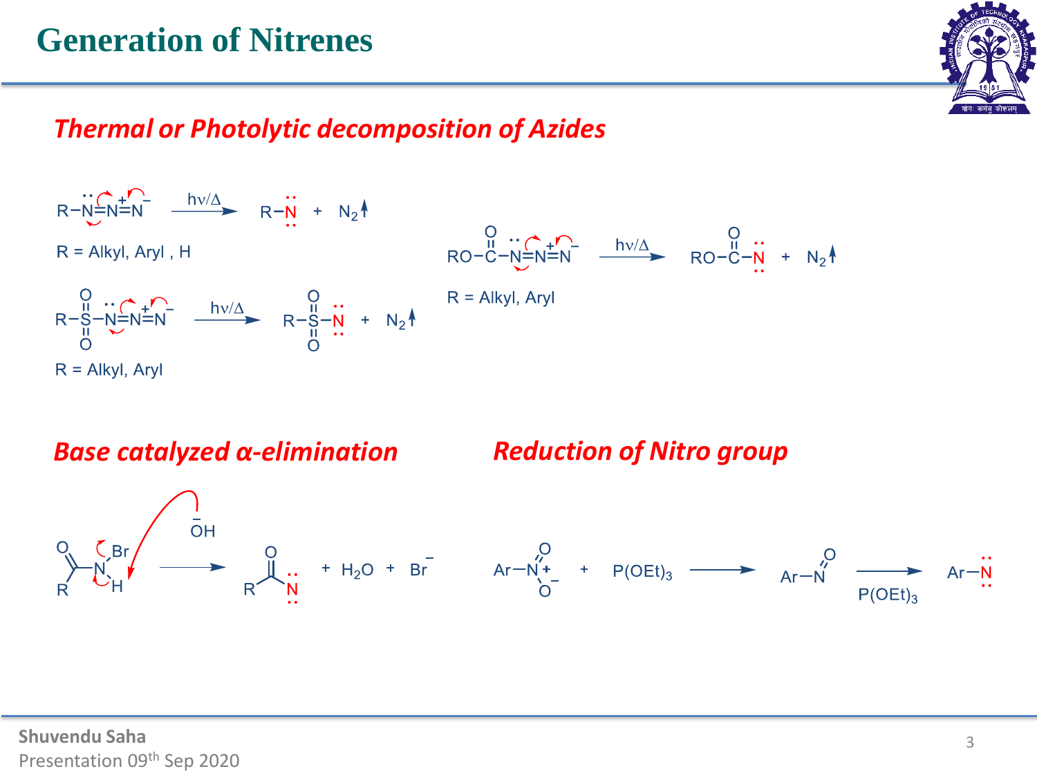# Generation of Nitrenes

## *Thermal or Photolytic decomposition of Azides*

$$R-\ddot{N}=\overset{+}{N}=\overset{-}{N} \xrightarrow{h\nu/\Delta} R-\ddot{\underset{\cdot\cdot}{N}} + N_2\uparrow$$

R = Alkyl, Aryl , H

$$RO-C(=O)-\ddot{N}=\overset{+}{N}=\overset{-}{N} \xrightarrow{h\nu/\Delta} RO-C(=O)-\ddot{\underset{\cdot\cdot}{N}} + N_2\uparrow$$

R = Alkyl, Aryl

$$R-S(=O)_2-\ddot{N}=\overset{+}{N}=\overset{-}{N} \xrightarrow{h\nu/\Delta} R-S(=O)_2-\ddot{\underset{\cdot\cdot}{N}} + N_2\uparrow$$

R = Alkyl, Aryl

## *Base catalyzed α-elimination*

$$RC(=O)-N(Br)H \xrightarrow{^{-}OH} RC(=O)-\ddot{\underset{\cdot\cdot}{N}} + H_2O + Br^-$$

## *Reduction of Nitro group*

$$Ar-\overset{+}{N}(=O)O^- + P(OEt)_3 \longrightarrow Ar-N=O \xrightarrow{P(OEt)_3} Ar-\ddot{\underset{\cdot\cdot}{N}}$$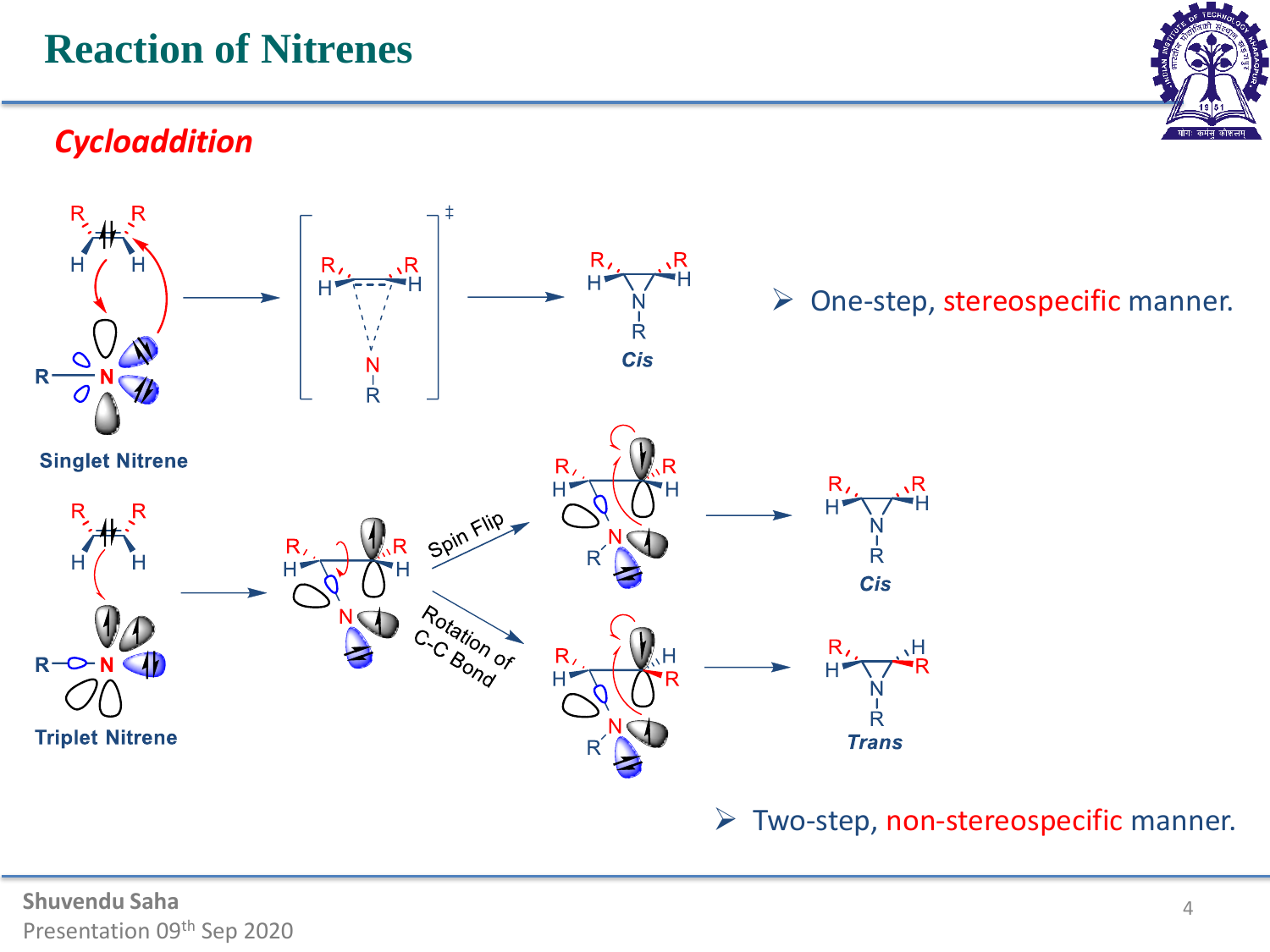# Reaction of Nitrenes

## *Cycloaddition*

Singlet Nitrene

*Cis*

➢ One-step, stereospecific manner.

Triplet Nitrene

Spin Flip

Rotation of C-C Bond

*Cis*

*Trans*

➢ Two-step, non-stereospecific manner.

Shuvendu Saha
Presentation 09th Sep 2020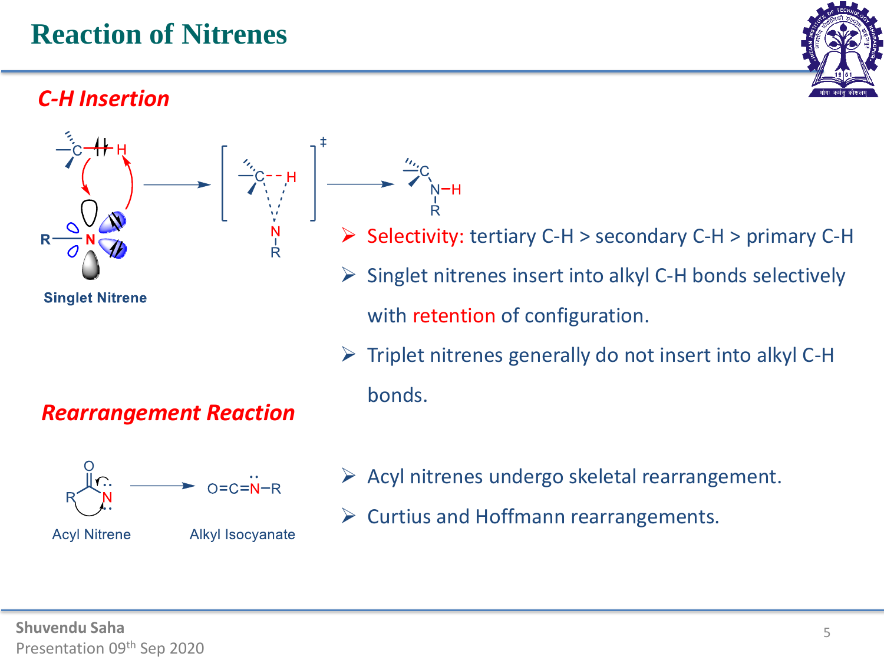# Reaction of Nitrenes

## *C-H Insertion*

Singlet Nitrene

- Selectivity: tertiary C-H > secondary C-H > primary C-H
- Singlet nitrenes insert into alkyl C-H bonds selectively with retention of configuration.
- Triplet nitrenes generally do not insert into alkyl C-H bonds.

## *Rearrangement Reaction*

Acyl Nitrene → Alkyl Isocyanate

- Acyl nitrenes undergo skeletal rearrangement.
- Curtius and Hoffmann rearrangements.

Shuvendu Saha
Presentation 09th Sep 2020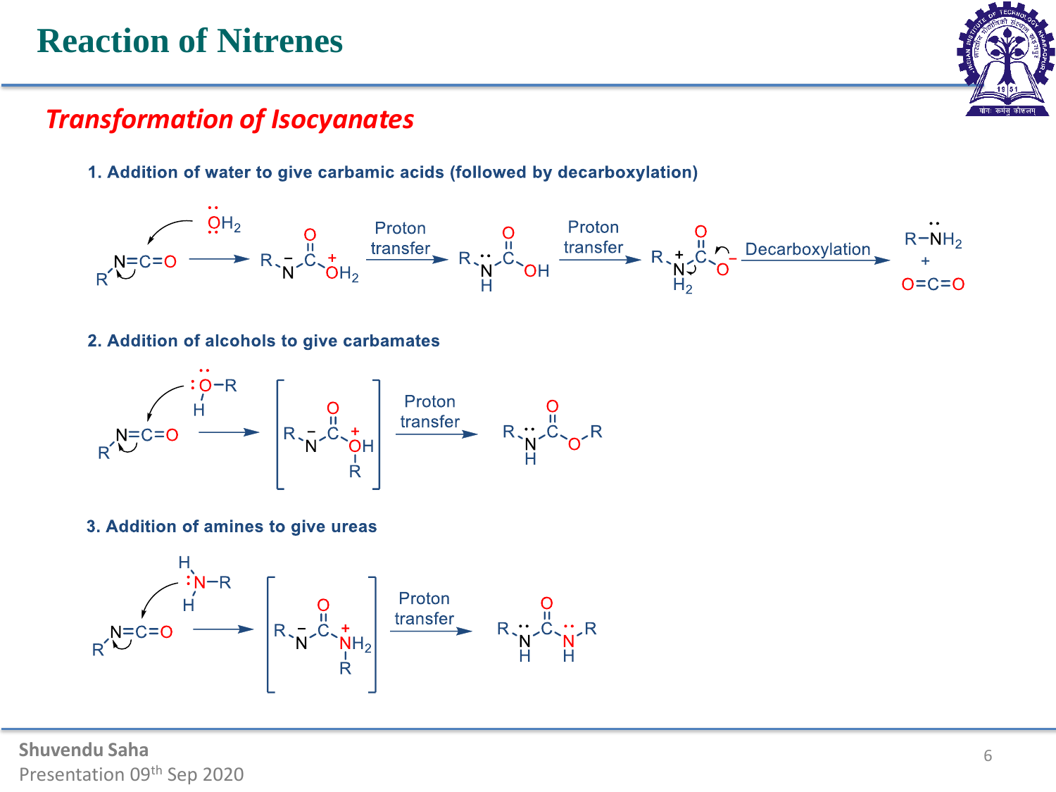# Reaction of Nitrenes

## *Transformation of Isocyanates*

**1. Addition of water to give carbamic acids (followed by decarboxylation)**

$R-N=C=O + H_2O \longrightarrow R-N^{-}-C(=O)-OH_2^{+} \xrightarrow{\text{Proton transfer}} R-NH-C(=O)-OH \xrightarrow{\text{Proton transfer}} R-NH_2^{+}-C(=O)-O^{-} \xrightarrow{\text{Decarboxylation}} R-NH_2 + O=C=O$

**2. Addition of alcohols to give carbamates**

$R-N=C=O + R-OH \longrightarrow [R-N^{-}-C(=O)-O^{+}(H)R] \xrightarrow{\text{Proton transfer}} R-NH-C(=O)-O-R$

**3. Addition of amines to give ureas**

$R-N=C=O + R-NH_2 \longrightarrow [R-N^{-}-C(=O)-NH_2^{+}R] \xrightarrow{\text{Proton transfer}} R-NH-C(=O)-NH-R$

Shuvendu Saha
Presentation 09th Sep 2020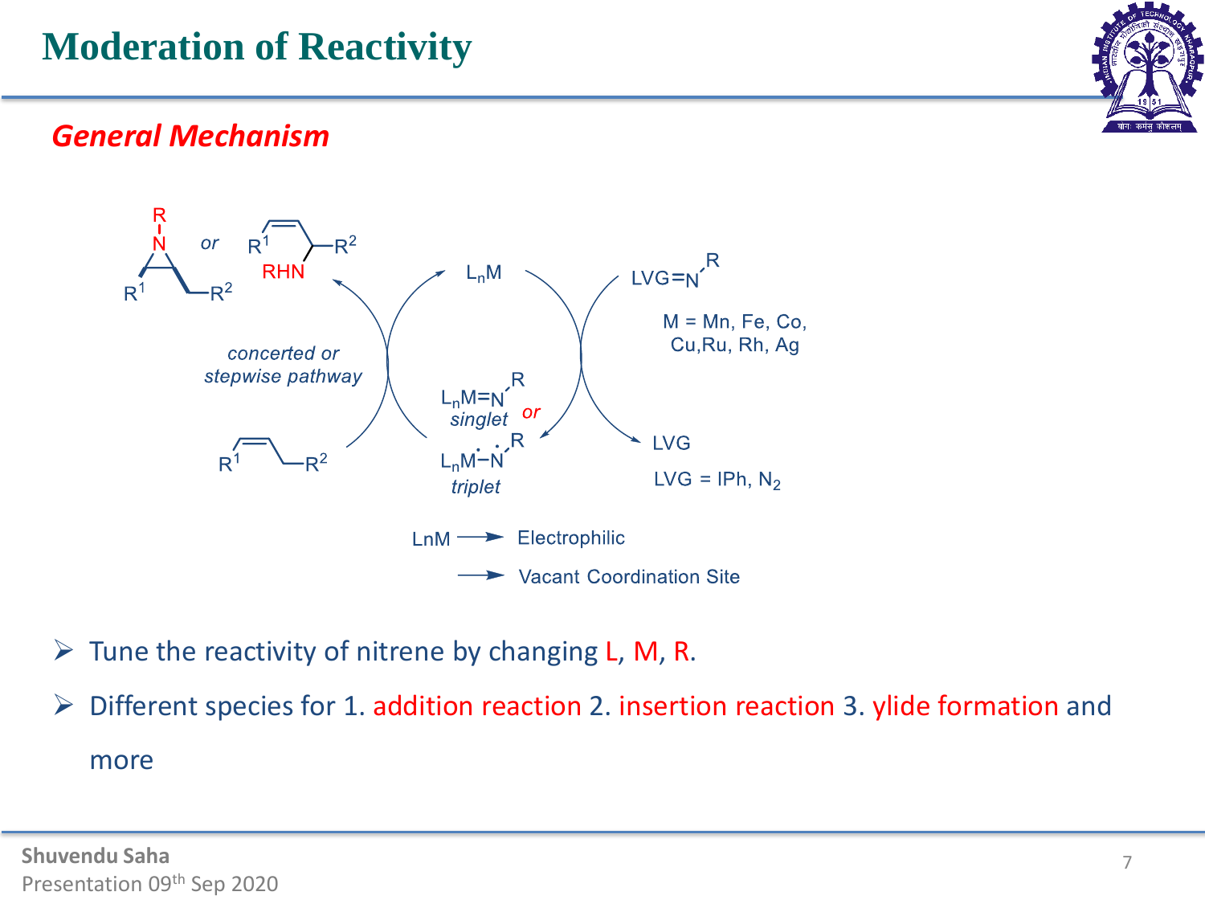# Moderation of Reactivity

## *General Mechanism*

$L_nM$

$LVG{=}N{-}R$

M = Mn, Fe, Co, Cu, Ru, Rh, Ag

*concerted or stepwise pathway*

$L_nM{=}N{-}R$ *singlet* *or* $L_n\dot{M}{-}\dot{N}{-}R$ *triplet*

LVG

LVG = IPh, $N_2$

LnM ⟶ Electrophilic

⟶ Vacant Coordination Site

- Tune the reactivity of nitrene by changing L, M, R.
- Different species for 1. addition reaction 2. insertion reaction 3. ylide formation and more

Shuvendu Saha
Presentation 09th Sep 2020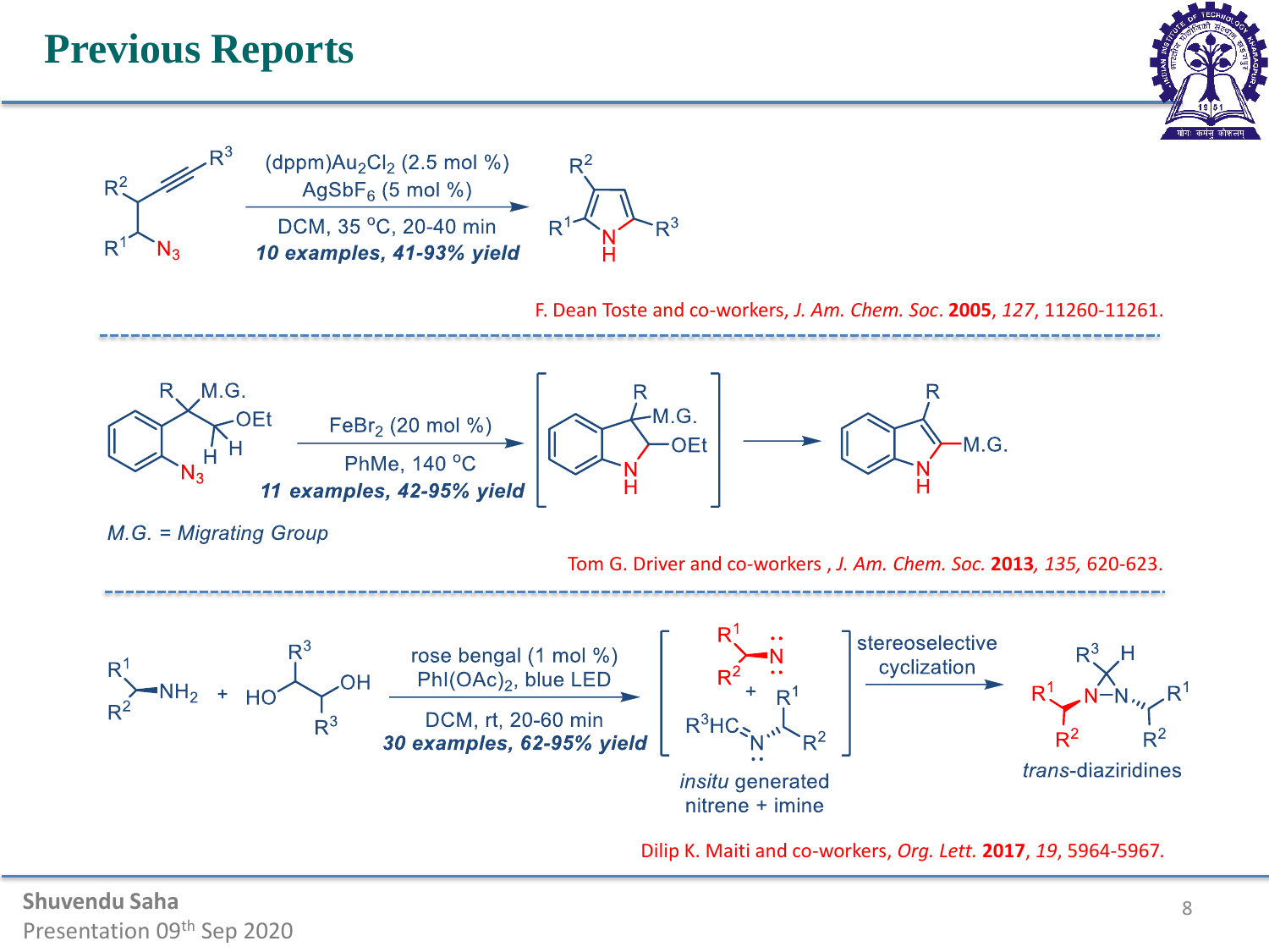# Previous Reports

(dppm)$Au_2Cl_2$ (2.5 mol %)
$AgSbF_6$ (5 mol %)
DCM, 35 °C, 20-40 min
***10 examples, 41-93% yield***

F. Dean Toste and co-workers, *J. Am. Chem. Soc*. **2005**, *127*, 11260-11261.

---

$FeBr_2$ (20 mol %)
PhMe, 140 °C
***11 examples, 42-95% yield***

*M.G. = Migrating Group*

Tom G. Driver and co-workers , *J. Am. Chem. Soc.* **2013**, *135*, 620-623.

---

rose bengal (1 mol %)
$PhI(OAc)_2$, blue LED
DCM, rt, 20-60 min
***30 examples, 62-95% yield***

*insitu* generated nitrene + imine

stereoselective cyclization

*trans*-diaziridines

Dilip K. Maiti and co-workers, *Org. Lett.* **2017**, *19*, 5964-5967.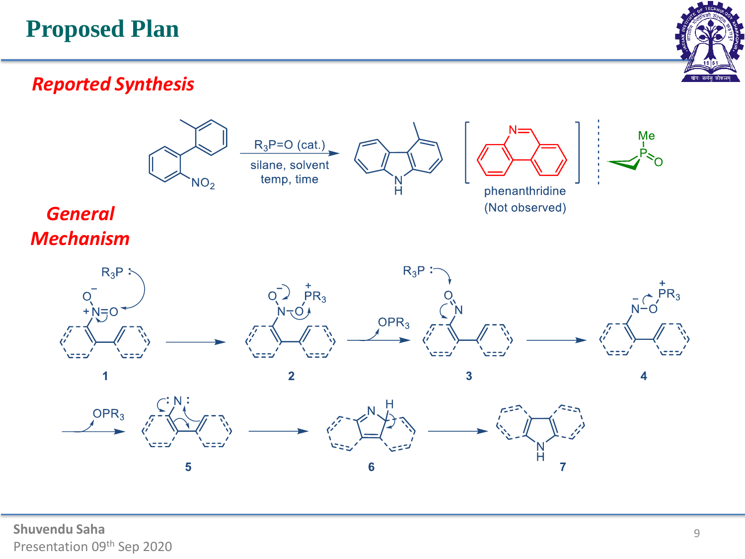# Proposed Plan

## *Reported Synthesis*

$R_3P{=}O$ (cat.)

silane, solvent

temp, time

$NO_2$

N
H

phenanthridine
(Not observed)

Me
P=O

## *General Mechanism*

$R_3P$ :

$O^-$
$^+N{=}O$

$O^-$ $\overset{+}{P}R_3$
N–O

$OPR_3$

$R_3P$ :

O
N

$\overset{+}{P}R_3$
$\overset{-}{N}$–O

1 2 3 4

$OPR_3$

:N:

N H

N
H

5 6 7

Shuvendu Saha
Presentation 09th Sep 2020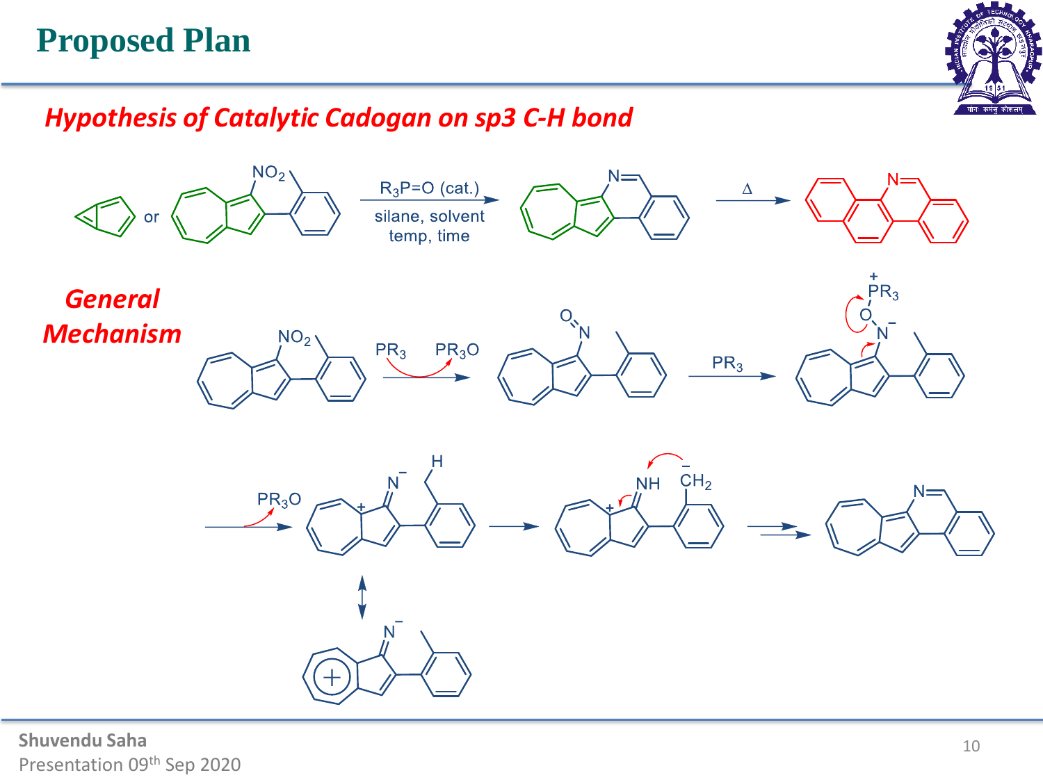# Proposed Plan

*Hypothesis of Catalytic Cadogan on sp3 C-H bond*

or

$R_3P{=}O$ (cat.)

silane, solvent

temp, time

Δ

*General Mechanism*

$NO_2$

$PR_3$ $PR_3O$

$PR_3$

$PR_3O$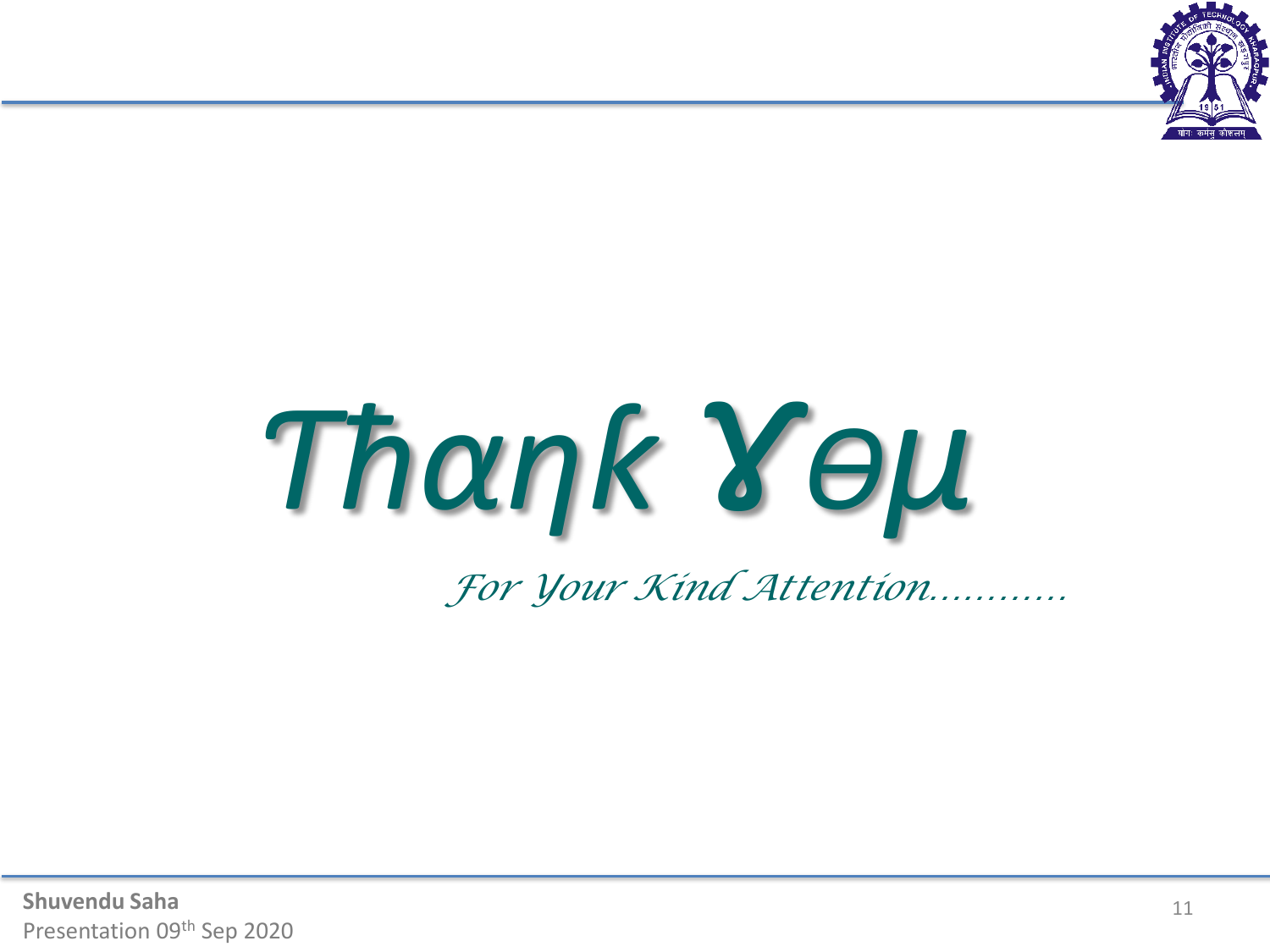# *Thank You*

*For Your Kind Attention...........*